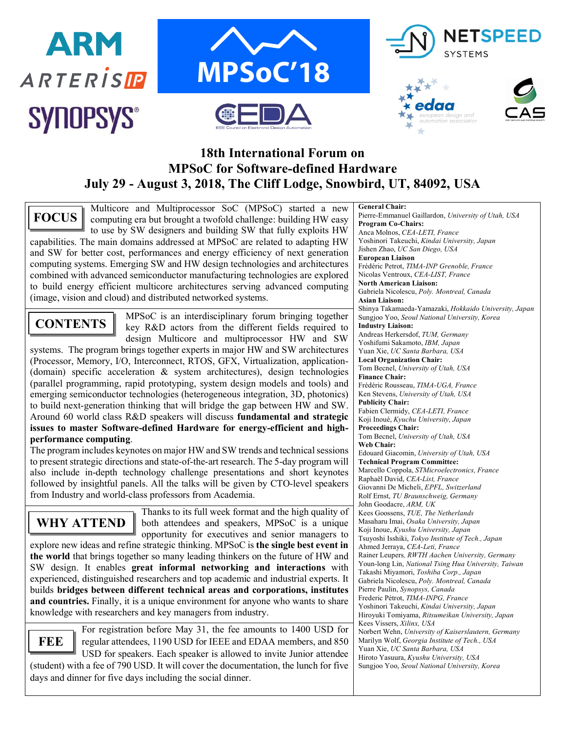# 18th International Forum on MPSoC for Software-defined Hardware

## July 29 - August 3, 2018, The Cliff Lodge, Snowbird, UT, 84092, USA

### FOCUS

Multicore and Multiprocessor SoC (MPSoC) started a new computing era but brought a twofold challenge: building HW easy to use by SW designers and building SW that fully exploits HW capabilities. The main domains addressed at MPSoC are related to adapting HW and SW for better cost, performances and energy efficiency of next generation computing systems. Emerging SW and HW design technologies and architectures combined with advanced semiconductor manufacturing technologies are explored to build energy efficient multicore architectures serving advanced computing (image, vision and cloud) and distributed networked systems.

### CONTENTS

MPSoC is an interdisciplinary forum bringing together key R&D actors from the different fields required to design Multicore and multiprocessor HW and SW systems. The program brings together experts in major HW and SW architectures (Processor, Memory, I/O, Interconnect, RTOS, GFX, Virtualization, application-(domain) specific acceleration & system architectures), design technologies (parallel programming, rapid prototyping, system design models and tools) and emerging semiconductor technologies (heterogeneous integration, 3D, photonics) to build next-generation thinking that will bridge the gap between HW and SW. Around 60 world class R&D speakers will discuss **fundamental and strategic issues to master Software-defined Hardware for energy-efficient and high-performance computing**.

The program includes keynotes on major HW and SW trends and technical sessions to present strategic directions and state-of-the-art research. The 5-day program will also include in-depth technology challenge presentations and short keynotes followed by insightful panels. All the talks will be given by CTO-level speakers from Industry and world-class professors from Academia.

### WHY ATTEND

Thanks to its full week format and the high quality of both attendees and speakers, MPSoC is a unique opportunity for executives and senior managers to explore new ideas and refine strategic thinking. MPSoC is **the single best event in the world** that brings together so many leading thinkers on the future of HW and SW design. It enables **great informal networking and interactions** with experienced, distinguished researchers and top academic and industrial experts. It builds **bridges between different technical areas and corporations, institutes and countries.** Finally, it is a unique environment for anyone who wants to share knowledge with researchers and key managers from industry.

### FEE

For registration before May 31, the fee amounts to 1400 USD for regular attendees, 1190 USD for IEEE and EDAA members, and 850 USD for speakers. Each speaker is allowed to invite Junior attendee (student) with a fee of 790 USD. It will cover the documentation, the lunch for five days and dinner for five days including the social dinner.

---

**General Chair:**
Pierre-Emmanuel Gaillardon, *University of Utah, USA*

**Program Co-Chairs:**
Anca Molnos, *CEA-LETI, France*
Yoshinori Takeuchi, *Kindai University, Japan*
Jishen Zhao, *UC San Diego, USA*

**European Liaison**
Frédéric Petrot, *TIMA-INP Grenoble, France*
Nicolas Ventroux, *CEA-LIST, France*

**North American Liaison:**
Gabriela Nicolescu, *Poly. Montreal, Canada*

**Asian Liaison:**
Shinya Takamaeda-Yamazaki, *Hokkaido University, Japan*
Sungjoo Yoo, *Seoul National University, Korea*

**Industry Liaison:**
Andreas Herkersdof, *TUM, Germany*
Yoshifumi Sakamoto, *IBM, Japan*
Yuan Xie, *UC Santa Barbara, USA*

**Local Organization Chair:**
Tom Becnel, *University of Utah, USA*

**Finance Chair:**
Frédéric Rousseau, *TIMA-UGA, France*
Ken Stevens, *University of Utah, USA*

**Publicity Chair:**
Fabien Clermidy, *CEA-LETI, France*
Koji Inoué, *Kyuchu University, Japan*

**Proceedings Chair:**
Tom Becnel, *University of Utah, USA*

**Web Chair:**
Edouard Giacomin, *University of Utah, USA*

**Technical Program Committee:**
Marcello Coppola, *STMicroelectronics, France*
Raphaël David, *CEA-List, France*
Giovanni De Micheli, *EPFL, Switzerland*
Rolf Ernst, *TU Braunschweig, Germany*
John Goodacre, *ARM, UK*
Kees Goossens, *TUE, The Netherlands*
Masaharu Imai, *Osaka University, Japan*
Koji Inoue, *Kyushu University, Japan*
Tsuyoshi Isshiki, *Tokyo Institute of Tech., Japan*
Ahmed Jerraya, *CEA-Leti, France*
Rainer Leupers, *RWTH Aachen University, Germany*
Youn-long Lin, *National Tsing Hua University, Taiwan*
Takashi Miyamori, *Toshiba Corp., Japan*
Gabriela Nicolescu, *Poly. Montreal, Canada*
Pierre Paulin, *Synopsys, Canada*
Frederic Pétrot, *TIMA-INPG, France*
Yoshinori Takeuchi, *Kindai University, Japan*
Hiroyuki Tomiyama, *Ritsumeikan University, Japan*
Kees Vissers, *Xilinx, USA*
Norbert Wehn, *University of Kaiserslautern, Germany*
Marilyn Wolf, *Georgia Institute of Tech., USA*
Yuan Xie, *UC Santa Barbara, USA*
Hiroto Yasuura, *Kyushu University, USA*
Sungjoo Yoo, *Seoul National University, Korea*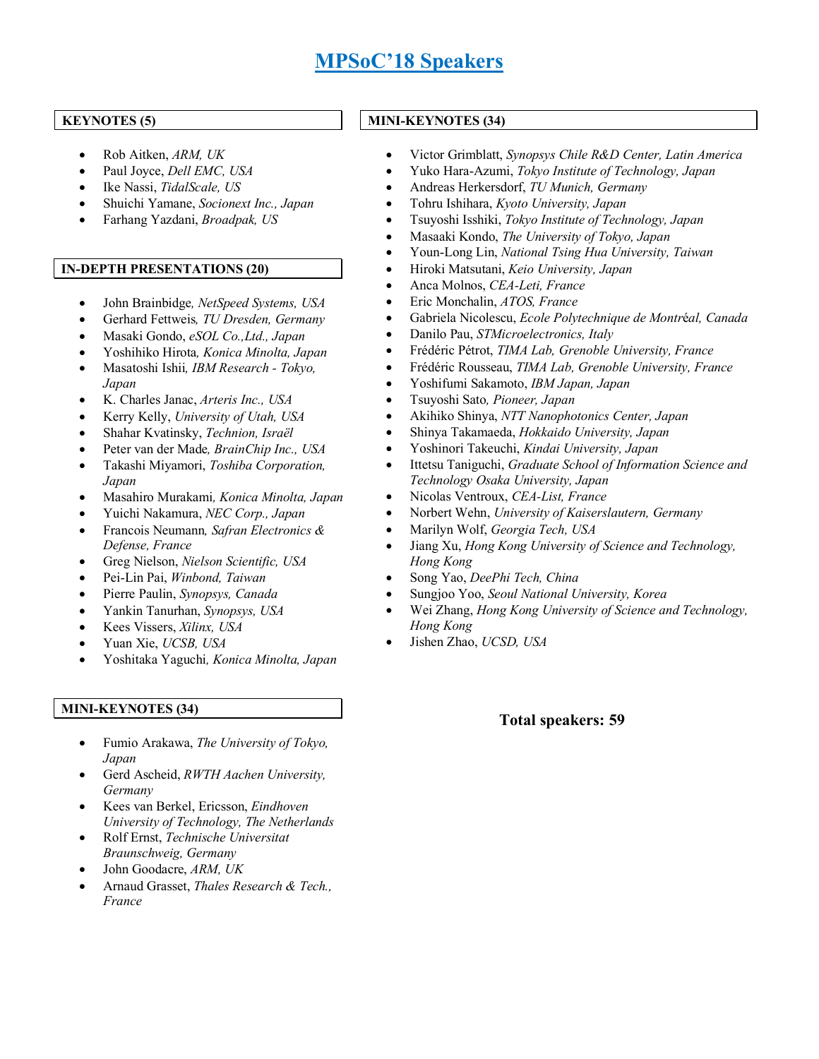# MPSoC'18 Speakers

## KEYNOTES (5)

- Rob Aitken, *ARM, UK*
- Paul Joyce, *Dell EMC, USA*
- Ike Nassi, *TidalScale, US*
- Shuichi Yamane, *Socionext Inc., Japan*
- Farhang Yazdani, *Broadpak, US*

## IN-DEPTH PRESENTATIONS (20)

- John Brainbidge*, NetSpeed Systems, USA*
- Gerhard Fettweis*, TU Dresden, Germany*
- Masaki Gondo, *eSOL Co.,Ltd., Japan*
- Yoshihiko Hirota*, Konica Minolta, Japan*
- Masatoshi Ishii*, IBM Research - Tokyo, Japan*
- K. Charles Janac, *Arteris Inc., USA*
- Kerry Kelly, *University of Utah, USA*
- Shahar Kvatinsky, *Technion, Israël*
- Peter van der Made*, BrainChip Inc., USA*
- Takashi Miyamori, *Toshiba Corporation, Japan*
- Masahiro Murakami*, Konica Minolta, Japan*
- Yuichi Nakamura, *NEC Corp., Japan*
- Francois Neumann*, Safran Electronics & Defense, France*
- Greg Nielson, *Nielson Scientific, USA*
- Pei-Lin Pai, *Winbond, Taiwan*
- Pierre Paulin, *Synopsys, Canada*
- Yankin Tanurhan, *Synopsys, USA*
- Kees Vissers, *Xilinx, USA*
- Yuan Xie, *UCSB, USA*
- Yoshitaka Yaguchi*, Konica Minolta, Japan*

## MINI-KEYNOTES (34)

- Fumio Arakawa, *The University of Tokyo, Japan*
- Gerd Ascheid, *RWTH Aachen University, Germany*
- Kees van Berkel, Ericsson, *Eindhoven University of Technology, The Netherlands*
- Rolf Ernst, *Technische Universitat Braunschweig, Germany*
- John Goodacre, *ARM, UK*
- Arnaud Grasset, *Thales Research & Tech., France*
- Victor Grimblatt, *Synopsys Chile R&D Center, Latin America*
- Yuko Hara-Azumi, *Tokyo Institute of Technology, Japan*
- Andreas Herkersdorf, *TU Munich, Germany*
- Tohru Ishihara, *Kyoto University, Japan*
- Tsuyoshi Isshiki, *Tokyo Institute of Technology, Japan*
- Masaaki Kondo, *The University of Tokyo, Japan*
- Youn-Long Lin, *National Tsing Hua University, Taiwan*
- Hiroki Matsutani, *Keio University, Japan*
- Anca Molnos, *CEA-Leti, France*
- Eric Monchalin, *ATOS, France*
- Gabriela Nicolescu, *Ecole Polytechnique de Montréal, Canada*
- Danilo Pau, *STMicroelectronics, Italy*
- Frédéric Pétrot, *TIMA Lab, Grenoble University, France*
- Frédéric Rousseau, *TIMA Lab, Grenoble University, France*
- Yoshifumi Sakamoto, *IBM Japan, Japan*
- Tsuyoshi Sato*, Pioneer, Japan*
- Akihiko Shinya, *NTT Nanophotonics Center, Japan*
- Shinya Takamaeda, *Hokkaido University, Japan*
- Yoshinori Takeuchi, *Kindai University, Japan*
- Ittetsu Taniguchi, *Graduate School of Information Science and Technology Osaka University, Japan*
- Nicolas Ventroux, *CEA-List, France*
- Norbert Wehn, *University of Kaiserslautern, Germany*
- Marilyn Wolf, *Georgia Tech, USA*
- Jiang Xu, *Hong Kong University of Science and Technology, Hong Kong*
- Song Yao, *DeePhi Tech, China*
- Sungjoo Yoo, *Seoul National University, Korea*
- Wei Zhang, *Hong Kong University of Science and Technology, Hong Kong*
- Jishen Zhao, *UCSD, USA*

**Total speakers: 59**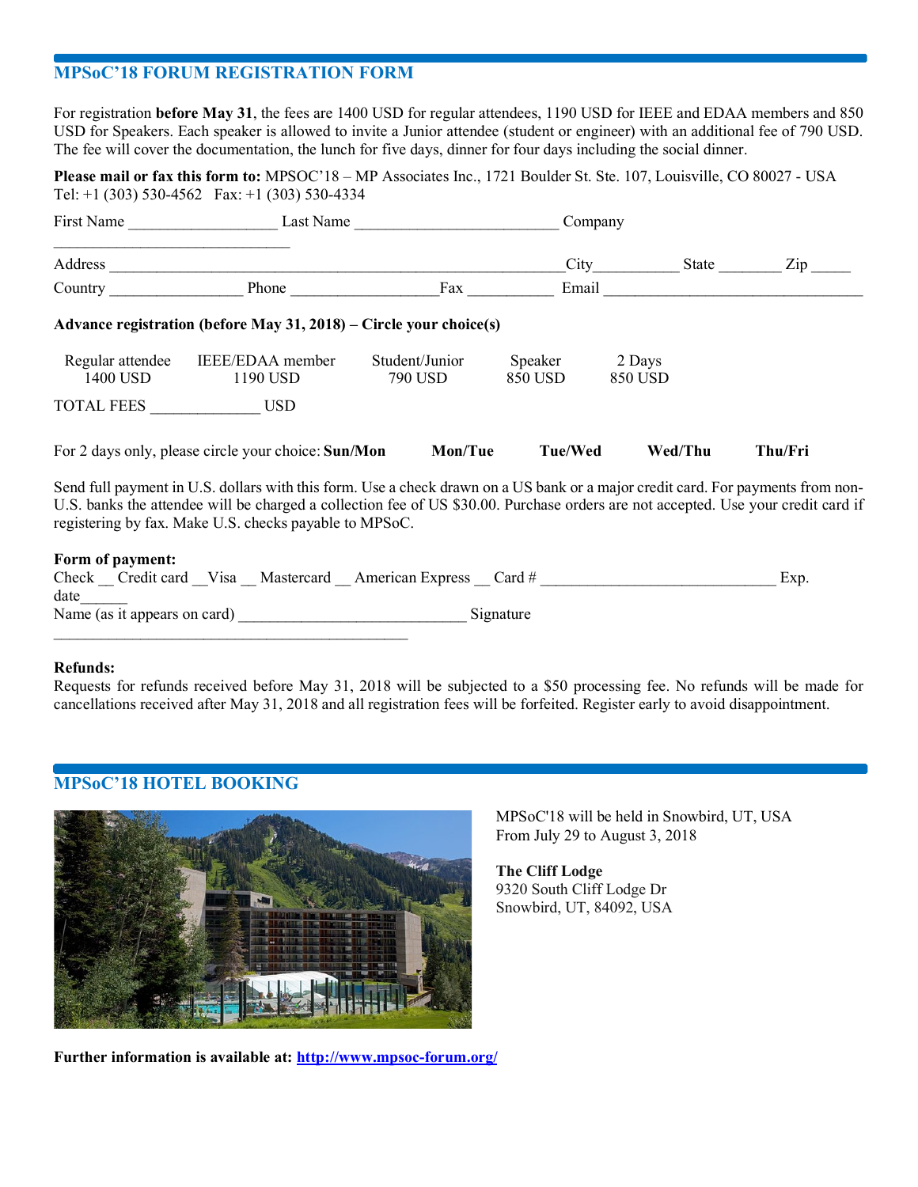## MPSoC'18 FORUM REGISTRATION FORM

For registration **before May 31**, the fees are 1400 USD for regular attendees, 1190 USD for IEEE and EDAA members and 850 USD for Speakers. Each speaker is allowed to invite a Junior attendee (student or engineer) with an additional fee of 790 USD. The fee will cover the documentation, the lunch for five days, dinner for four days including the social dinner.

**Please mail or fax this form to:** MPSOC'18 – MP Associates Inc., 1721 Boulder St. Ste. 107, Louisville, CO 80027 - USA
Tel: +1 (303) 530-4562   Fax: +1 (303) 530-4334

First Name ___________________ Last Name __________________________ Company ______________________________

Address __________________________________________________________City___________ State ________ Zip _____

Country _________________ Phone ___________________Fax ___________ Email _________________________________

**Advance registration (before May 31, 2018) – Circle your choice(s)**

| Regular attendee | IEEE/EDAA member | Student/Junior | Speaker | 2 Days |
|---|---|---|---|---|
| 1400 USD | 1190 USD | 790 USD | 850 USD | 850 USD |

TOTAL FEES ______________ USD

For 2 days only, please circle your choice: **Sun/Mon** **Mon/Tue** **Tue/Wed** **Wed/Thu** **Thu/Fri**

Send full payment in U.S. dollars with this form. Use a check drawn on a US bank or a major credit card. For payments from non-U.S. banks the attendee will be charged a collection fee of US $30.00. Purchase orders are not accepted. Use your credit card if registering by fax. Make U.S. checks payable to MPSoC.

**Form of payment:**
Check __ Credit card __Visa __ Mastercard __ American Express __ Card # ______________________________ Exp. date______
Name (as it appears on card) _____________________________ Signature ______________________________________________

**Refunds:**
Requests for refunds received before May 31, 2018 will be subjected to a $50 processing fee. No refunds will be made for cancellations received after May 31, 2018 and all registration fees will be forfeited. Register early to avoid disappointment.

## MPSoC'18 HOTEL BOOKING

MPSoC'18 will be held in Snowbird, UT, USA
From July 29 to August 3, 2018

**The Cliff Lodge**
9320 South Cliff Lodge Dr
Snowbird, UT, 84092, USA

**Further information is available at: http://www.mpsoc-forum.org/**